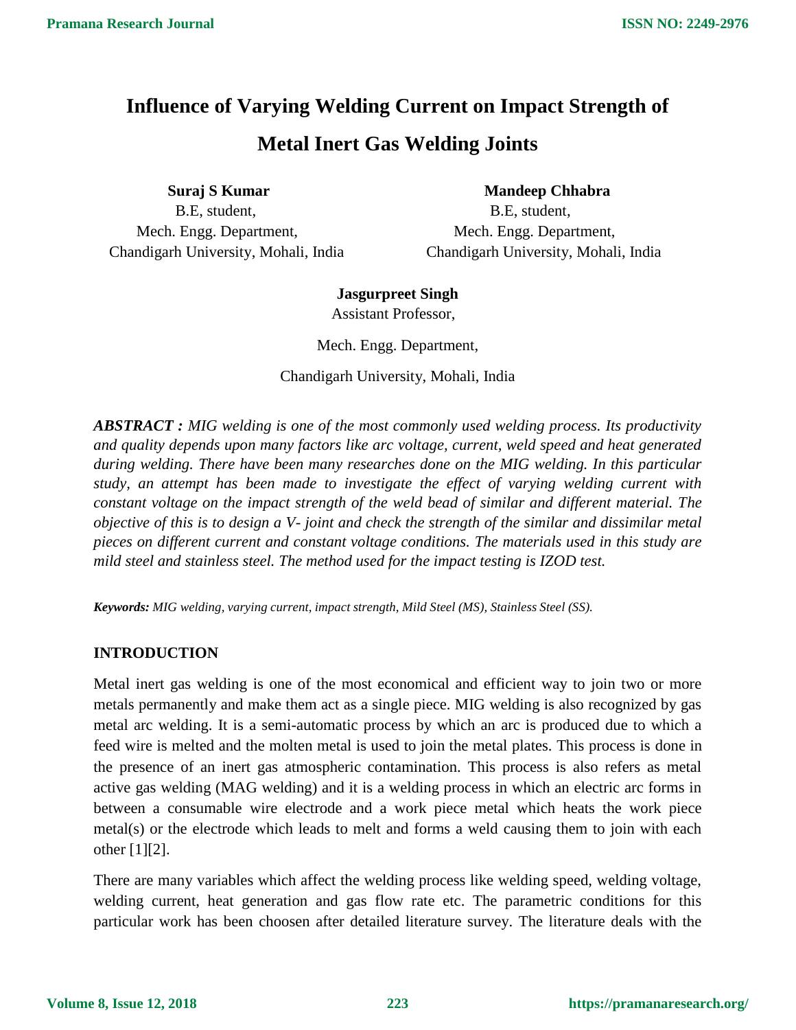# Influence of Varying Welding Current on Impact Strength of Metal Inert Gas Welding Joints

**Suraj S Kumar**
B.E, student,
Mech. Engg. Department,
Chandigarh University, Mohali, India

**Mandeep Chhabra**
B.E, student,
Mech. Engg. Department,
Chandigarh University, Mohali, India

**Jasgurpreet Singh**
Assistant Professor,
Mech. Engg. Department,
Chandigarh University, Mohali, India

***ABSTRACT :*** *MIG welding is one of the most commonly used welding process. Its productivity and quality depends upon many factors like arc voltage, current, weld speed and heat generated during welding. There have been many researches done on the MIG welding. In this particular study, an attempt has been made to investigate the effect of varying welding current with constant voltage on the impact strength of the weld bead of similar and different material. The objective of this is to design a V- joint and check the strength of the similar and dissimilar metal pieces on different current and constant voltage conditions. The materials used in this study are mild steel and stainless steel. The method used for the impact testing is IZOD test.*

***Keywords:*** *MIG welding, varying current, impact strength, Mild Steel (MS), Stainless Steel (SS).*

## INTRODUCTION

Metal inert gas welding is one of the most economical and efficient way to join two or more metals permanently and make them act as a single piece. MIG welding is also recognized by gas metal arc welding. It is a semi-automatic process by which an arc is produced due to which a feed wire is melted and the molten metal is used to join the metal plates. This process is done in the presence of an inert gas atmospheric contamination. This process is also refers as metal active gas welding (MAG welding) and it is a welding process in which an electric arc forms in between a consumable wire electrode and a work piece metal which heats the work piece metal(s) or the electrode which leads to melt and forms a weld causing them to join with each other [1][2].

There are many variables which affect the welding process like welding speed, welding voltage, welding current, heat generation and gas flow rate etc. The parametric conditions for this particular work has been choosen after detailed literature survey. The literature deals with the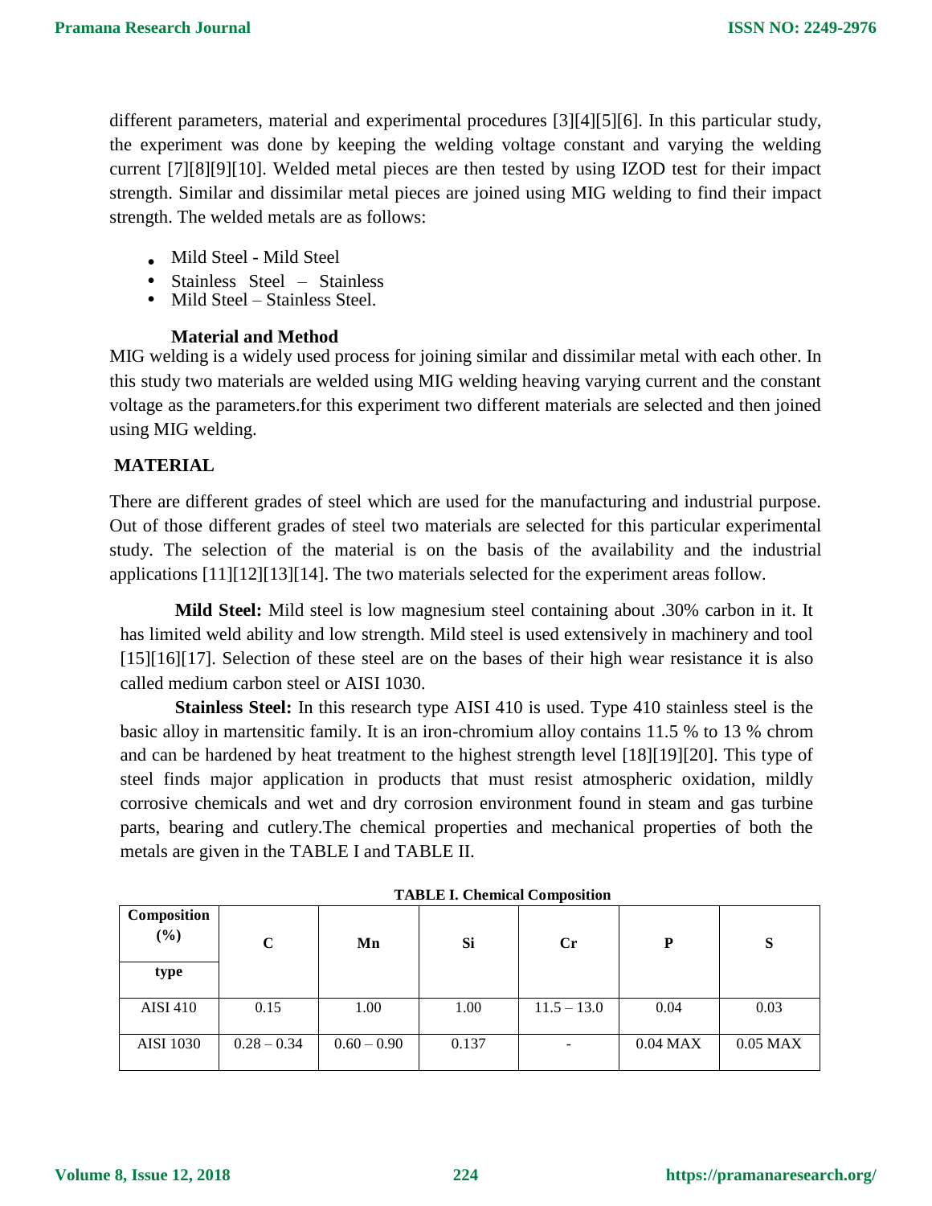different parameters, material and experimental procedures [3][4][5][6]. In this particular study, the experiment was done by keeping the welding voltage constant and varying the welding current [7][8][9][10]. Welded metal pieces are then tested by using IZOD test for their impact strength. Similar and dissimilar metal pieces are joined using MIG welding to find their impact strength. The welded metals are as follows:

- Mild Steel - Mild Steel
- Stainless Steel – Stainless
- Mild Steel – Stainless Steel.

## Material and Method

MIG welding is a widely used process for joining similar and dissimilar metal with each other. In this study two materials are welded using MIG welding heaving varying current and the constant voltage as the parameters.for this experiment two different materials are selected and then joined using MIG welding.

## MATERIAL

There are different grades of steel which are used for the manufacturing and industrial purpose. Out of those different grades of steel two materials are selected for this particular experimental study. The selection of the material is on the basis of the availability and the industrial applications [11][12][13][14]. The two materials selected for the experiment areas follow.

**Mild Steel:** Mild steel is low magnesium steel containing about .30% carbon in it. It has limited weld ability and low strength. Mild steel is used extensively in machinery and tool [15][16][17]. Selection of these steel are on the bases of their high wear resistance it is also called medium carbon steel or AISI 1030.

**Stainless Steel:** In this research type AISI 410 is used. Type 410 stainless steel is the basic alloy in martensitic family. It is an iron-chromium alloy contains 11.5 % to 13 % chrom and can be hardened by heat treatment to the highest strength level [18][19][20]. This type of steel finds major application in products that must resist atmospheric oxidation, mildly corrosive chemicals and wet and dry corrosion environment found in steam and gas turbine parts, bearing and cutlery.The chemical properties and mechanical properties of both the metals are given in the TABLE I and TABLE II.

**TABLE I. Chemical Composition**

| Composition (%) type | C | Mn | Si | Cr | P | S |
|---|---|---|---|---|---|---|
| AISI 410 | 0.15 | 1.00 | 1.00 | 11.5 – 13.0 | 0.04 | 0.03 |
| AISI 1030 | 0.28 – 0.34 | 0.60 – 0.90 | 0.137 | - | 0.04 MAX | 0.05 MAX |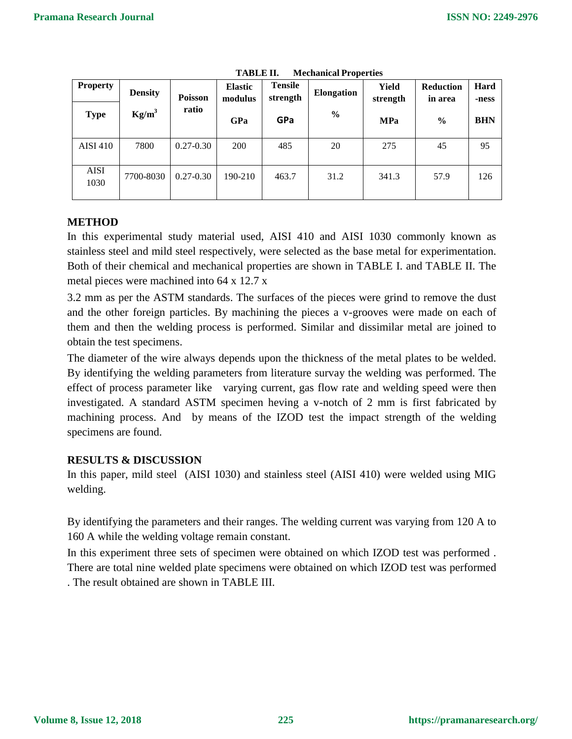TABLE II. Mechanical Properties

| Property / Type | Density $Kg/m^3$ | Poisson ratio | Elastic modulus GPa | Tensile strength GPa | Elongation % | Yield strength MPa | Reduction in area % | Hard -ness BHN |
|---|---|---|---|---|---|---|---|---|
| AISI 410 | 7800 | 0.27-0.30 | 200 | 485 | 20 | 275 | 45 | 95 |
| AISI 1030 | 7700-8030 | 0.27-0.30 | 190-210 | 463.7 | 31.2 | 341.3 | 57.9 | 126 |

## METHOD

In this experimental study material used, AISI 410 and AISI 1030 commonly known as stainless steel and mild steel respectively, were selected as the base metal for experimentation. Both of their chemical and mechanical properties are shown in TABLE I. and TABLE II. The metal pieces were machined into 64 x 12.7 x

3.2 mm as per the ASTM standards. The surfaces of the pieces were grind to remove the dust and the other foreign particles. By machining the pieces a v-grooves were made on each of them and then the welding process is performed. Similar and dissimilar metal are joined to obtain the test specimens.

The diameter of the wire always depends upon the thickness of the metal plates to be welded. By identifying the welding parameters from literature survay the welding was performed. The effect of process parameter like varying current, gas flow rate and welding speed were then investigated. A standard ASTM specimen heving a v-notch of 2 mm is first fabricated by machining process. And by means of the IZOD test the impact strength of the welding specimens are found.

## RESULTS & DISCUSSION

In this paper, mild steel (AISI 1030) and stainless steel (AISI 410) were welded using MIG welding.

By identifying the parameters and their ranges. The welding current was varying from 120 A to 160 A while the welding voltage remain constant.

In this experiment three sets of specimen were obtained on which IZOD test was performed . There are total nine welded plate specimens were obtained on which IZOD test was performed . The result obtained are shown in TABLE III.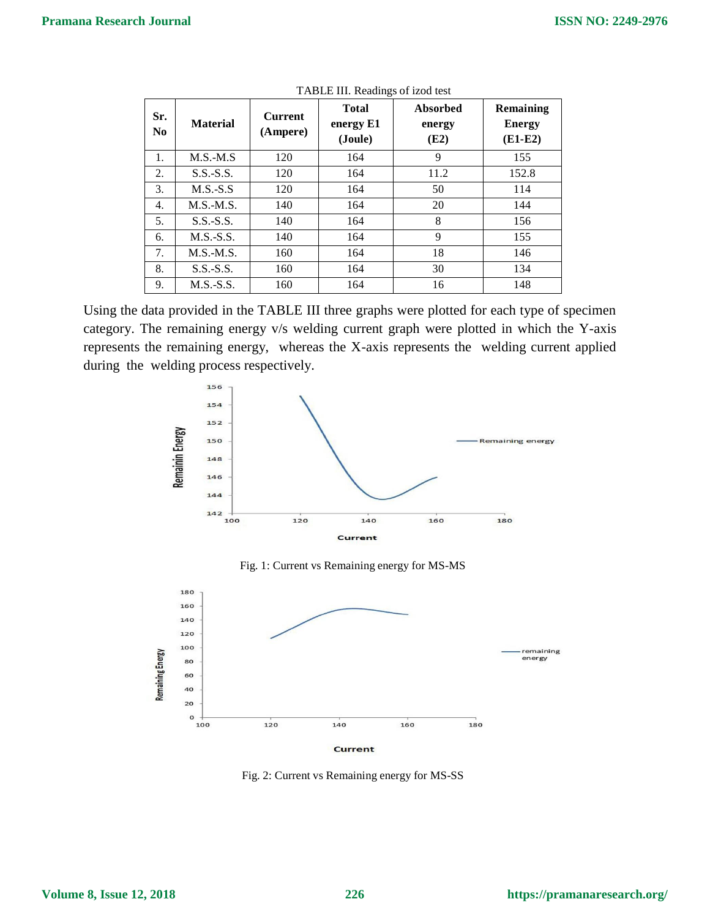TABLE III. Readings of izod test

| Sr. No | Material | Current (Ampere) | Total energy E1 (Joule) | Absorbed energy (E2) | Remaining Energy (E1-E2) |
|---|---|---|---|---|---|
| 1. | M.S.-M.S | 120 | 164 | 9 | 155 |
| 2. | S.S.-S.S. | 120 | 164 | 11.2 | 152.8 |
| 3. | M.S.-S.S | 120 | 164 | 50 | 114 |
| 4. | M.S.-M.S. | 140 | 164 | 20 | 144 |
| 5. | S.S.-S.S. | 140 | 164 | 8 | 156 |
| 6. | M.S.-S.S. | 140 | 164 | 9 | 155 |
| 7. | M.S.-M.S. | 160 | 164 | 18 | 146 |
| 8. | S.S.-S.S. | 160 | 164 | 30 | 134 |
| 9. | M.S.-S.S. | 160 | 164 | 16 | 148 |

Using the data provided in the TABLE III three graphs were plotted for each type of specimen category. The remaining energy v/s welding current graph were plotted in which the Y-axis represents the remaining energy, whereas the X-axis represents the welding current applied during the welding process respectively.

Fig. 1: Current vs Remaining energy for MS-MS

Fig. 2: Current vs Remaining energy for MS-SS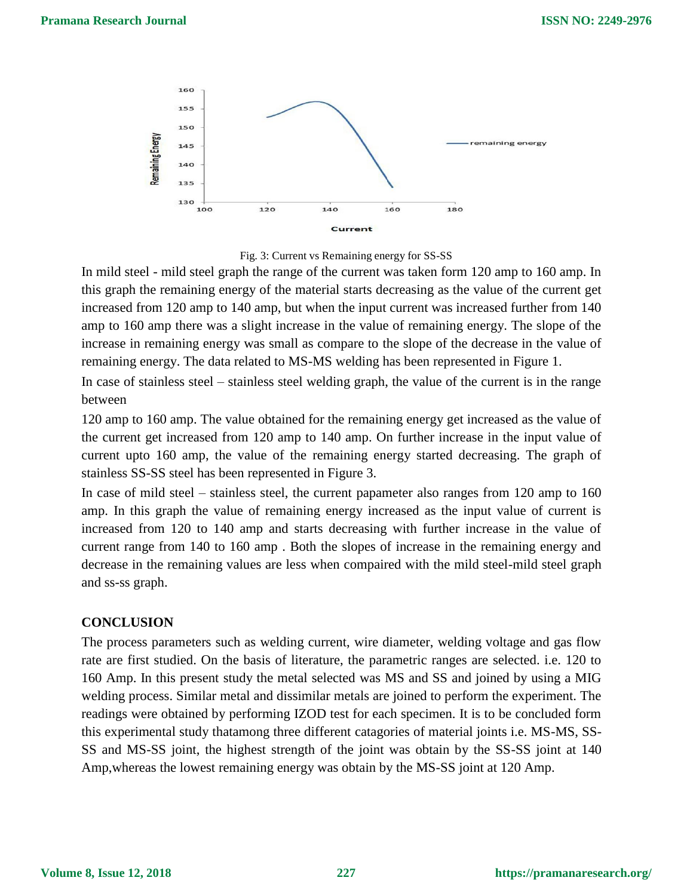Fig. 3: Current vs Remaining energy for SS-SS

In mild steel - mild steel graph the range of the current was taken form 120 amp to 160 amp. In this graph the remaining energy of the material starts decreasing as the value of the current get increased from 120 amp to 140 amp, but when the input current was increased further from 140 amp to 160 amp there was a slight increase in the value of remaining energy. The slope of the increase in remaining energy was small as compare to the slope of the decrease in the value of remaining energy. The data related to MS-MS welding has been represented in Figure 1.

In case of stainless steel – stainless steel welding graph, the value of the current is in the range between

120 amp to 160 amp. The value obtained for the remaining energy get increased as the value of the current get increased from 120 amp to 140 amp. On further increase in the input value of current upto 160 amp, the value of the remaining energy started decreasing. The graph of stainless SS-SS steel has been represented in Figure 3.

In case of mild steel – stainless steel, the current papameter also ranges from 120 amp to 160 amp. In this graph the value of remaining energy increased as the input value of current is increased from 120 to 140 amp and starts decreasing with further increase in the value of current range from 140 to 160 amp . Both the slopes of increase in the remaining energy and decrease in the remaining values are less when compaired with the mild steel-mild steel graph and ss-ss graph.

## CONCLUSION

The process parameters such as welding current, wire diameter, welding voltage and gas flow rate are first studied. On the basis of literature, the parametric ranges are selected. i.e. 120 to 160 Amp. In this present study the metal selected was MS and SS and joined by using a MIG welding process. Similar metal and dissimilar metals are joined to perform the experiment. The readings were obtained by performing IZOD test for each specimen. It is to be concluded form this experimental study thatamong three different catagories of material joints i.e. MS-MS, SS-SS and MS-SS joint, the highest strength of the joint was obtain by the SS-SS joint at 140 Amp,whereas the lowest remaining energy was obtain by the MS-SS joint at 120 Amp.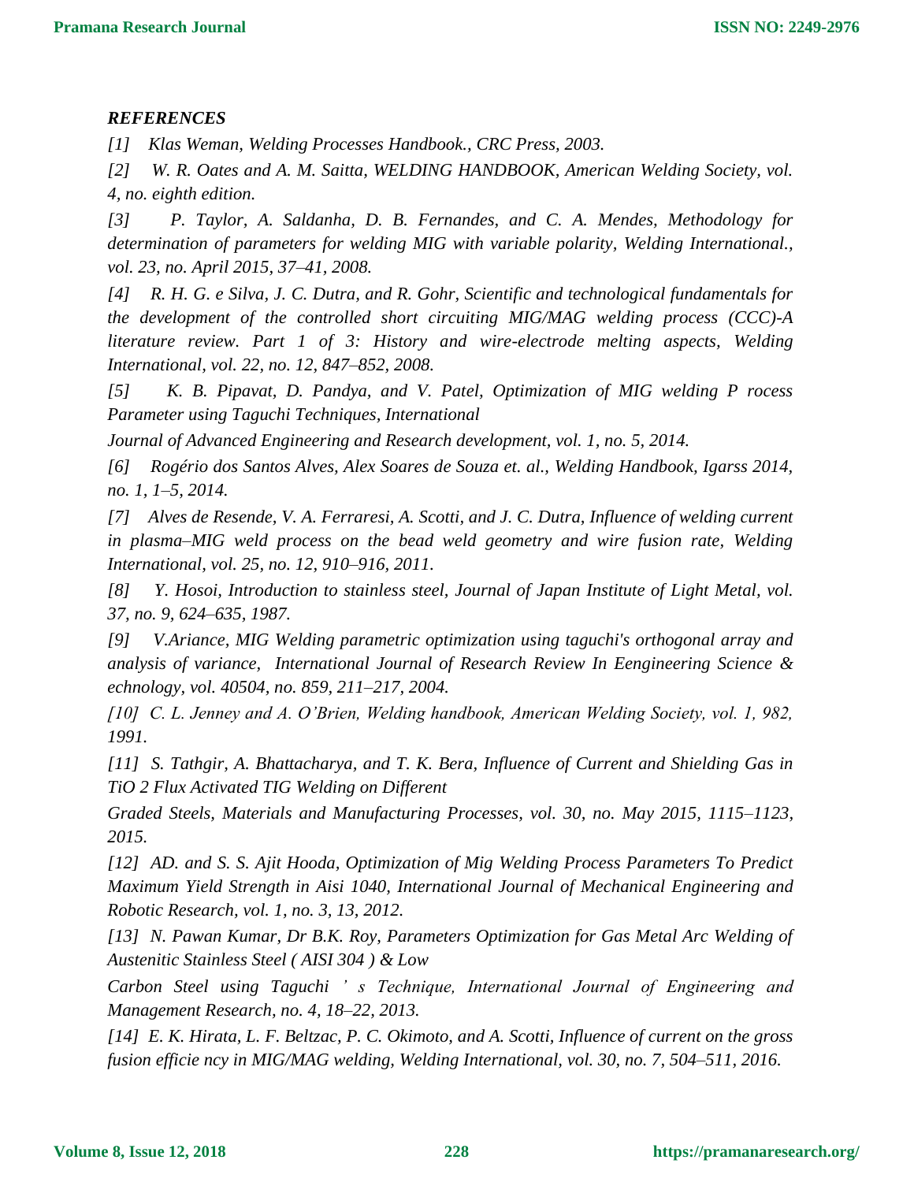***REFERENCES***

*[1] Klas Weman, Welding Processes Handbook., CRC Press, 2003.*

*[2] W. R. Oates and A. M. Saitta, WELDING HANDBOOK, American Welding Society, vol. 4, no. eighth edition.*

*[3] P. Taylor, A. Saldanha, D. B. Fernandes, and C. A. Mendes, Methodology for determination of parameters for welding MIG with variable polarity, Welding International., vol. 23, no. April 2015, 37–41, 2008.*

*[4] R. H. G. e Silva, J. C. Dutra, and R. Gohr, Scientific and technological fundamentals for the development of the controlled short circuiting MIG/MAG welding process (CCC)-A literature review. Part 1 of 3: History and wire-electrode melting aspects, Welding International, vol. 22, no. 12, 847–852, 2008.*

*[5] K. B. Pipavat, D. Pandya, and V. Patel, Optimization of MIG welding P rocess Parameter using Taguchi Techniques, International Journal of Advanced Engineering and Research development, vol. 1, no. 5, 2014.*

*[6] Rogério dos Santos Alves, Alex Soares de Souza et. al., Welding Handbook, Igarss 2014, no. 1, 1–5, 2014.*

*[7] Alves de Resende, V. A. Ferraresi, A. Scotti, and J. C. Dutra, Influence of welding current in plasma–MIG weld process on the bead weld geometry and wire fusion rate, Welding International, vol. 25, no. 12, 910–916, 2011.*

*[8] Y. Hosoi, Introduction to stainless steel, Journal of Japan Institute of Light Metal, vol. 37, no. 9, 624–635, 1987.*

*[9] V.Ariance, MIG Welding parametric optimization using taguchi's orthogonal array and analysis of variance, International Journal of Research Review In Eengineering Science & echnology, vol. 40504, no. 859, 211–217, 2004.*

*[10] C. L. Jenney and A. O'Brien, Welding handbook, American Welding Society, vol. 1, 982, 1991.*

*[11] S. Tathgir, A. Bhattacharya, and T. K. Bera, Influence of Current and Shielding Gas in TiO 2 Flux Activated TIG Welding on Different Graded Steels, Materials and Manufacturing Processes, vol. 30, no. May 2015, 1115–1123, 2015.*

*[12] AD. and S. S. Ajit Hooda, Optimization of Mig Welding Process Parameters To Predict Maximum Yield Strength in Aisi 1040, International Journal of Mechanical Engineering and Robotic Research, vol. 1, no. 3, 13, 2012.*

*[13] N. Pawan Kumar, Dr B.K. Roy, Parameters Optimization for Gas Metal Arc Welding of Austenitic Stainless Steel ( AISI 304 ) & Low Carbon Steel using Taguchi ' s Technique, International Journal of Engineering and Management Research, no. 4, 18–22, 2013.*

*[14] E. K. Hirata, L. F. Beltzac, P. C. Okimoto, and A. Scotti, Influence of current on the gross fusion efficie ncy in MIG/MAG welding, Welding International, vol. 30, no. 7, 504–511, 2016.*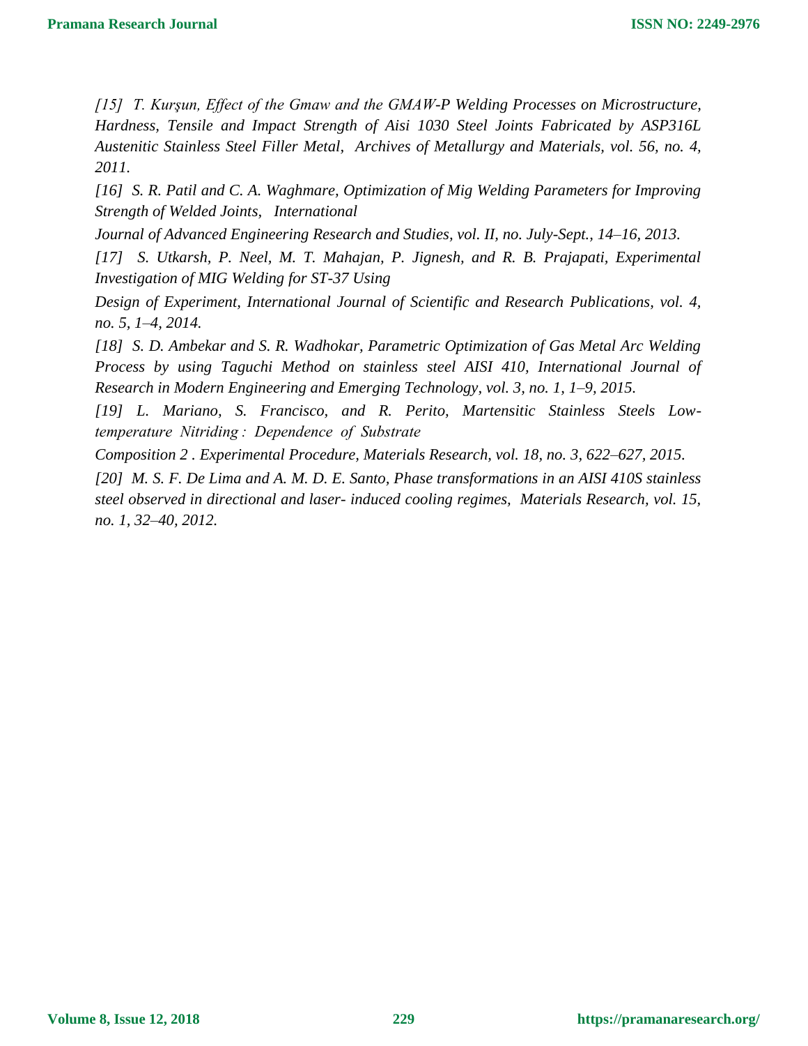*[15] T. Kurşun, Effect of the Gmaw and the GMAW-P Welding Processes on Microstructure, Hardness, Tensile and Impact Strength of Aisi 1030 Steel Joints Fabricated by ASP316L Austenitic Stainless Steel Filler Metal, Archives of Metallurgy and Materials, vol. 56, no. 4, 2011.*

*[16] S. R. Patil and C. A. Waghmare, Optimization of Mig Welding Parameters for Improving Strength of Welded Joints, International Journal of Advanced Engineering Research and Studies, vol. II, no. July-Sept., 14–16, 2013.*

*[17] S. Utkarsh, P. Neel, M. T. Mahajan, P. Jignesh, and R. B. Prajapati, Experimental Investigation of MIG Welding for ST-37 Using Design of Experiment, International Journal of Scientific and Research Publications, vol. 4, no. 5, 1–4, 2014.*

*[18] S. D. Ambekar and S. R. Wadhokar, Parametric Optimization of Gas Metal Arc Welding Process by using Taguchi Method on stainless steel AISI 410, International Journal of Research in Modern Engineering and Emerging Technology, vol. 3, no. 1, 1–9, 2015.*

*[19] L. Mariano, S. Francisco, and R. Perito, Martensitic Stainless Steels Low-temperature Nitriding : Dependence of Substrate Composition 2 . Experimental Procedure, Materials Research, vol. 18, no. 3, 622–627, 2015.*

*[20] M. S. F. De Lima and A. M. D. E. Santo, Phase transformations in an AISI 410S stainless steel observed in directional and laser- induced cooling regimes, Materials Research, vol. 15, no. 1, 32–40, 2012.*